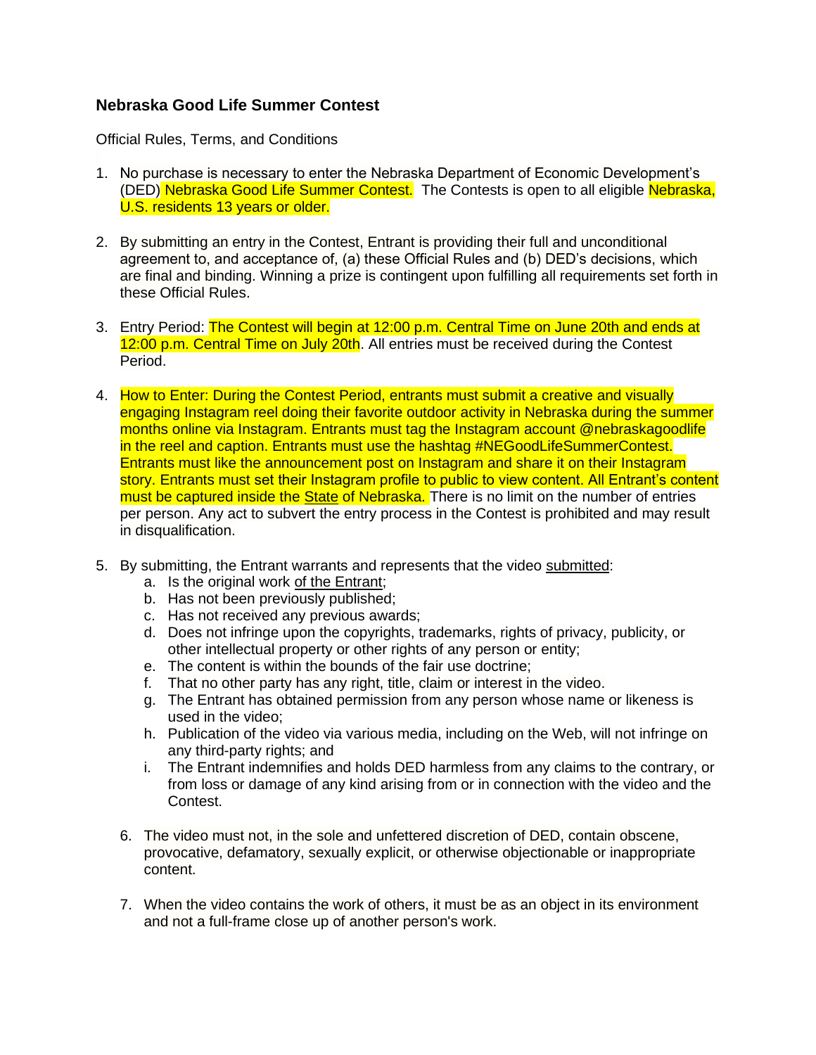## Nebraska Good Life Summer Contest

Official Rules, Terms, and Conditions

1. No purchase is necessary to enter the Nebraska Department of Economic Development's (DED) Nebraska Good Life Summer Contest. The Contests is open to all eligible Nebraska, U.S. residents 13 years or older.

2. By submitting an entry in the Contest, Entrant is providing their full and unconditional agreement to, and acceptance of, (a) these Official Rules and (b) DED's decisions, which are final and binding. Winning a prize is contingent upon fulfilling all requirements set forth in these Official Rules.

3. Entry Period: The Contest will begin at 12:00 p.m. Central Time on June 20th and ends at 12:00 p.m. Central Time on July 20th. All entries must be received during the Contest Period.

4. How to Enter: During the Contest Period, entrants must submit a creative and visually engaging Instagram reel doing their favorite outdoor activity in Nebraska during the summer months online via Instagram. Entrants must tag the Instagram account @nebraskagoodlife in the reel and caption. Entrants must use the hashtag #NEGoodLifeSummerContest. Entrants must like the announcement post on Instagram and share it on their Instagram story. Entrants must set their Instagram profile to public to view content. All Entrant's content must be captured inside the State of Nebraska. There is no limit on the number of entries per person. Any act to subvert the entry process in the Contest is prohibited and may result in disqualification.

5. By submitting, the Entrant warrants and represents that the video submitted:
   a. Is the original work of the Entrant;
   b. Has not been previously published;
   c. Has not received any previous awards;
   d. Does not infringe upon the copyrights, trademarks, rights of privacy, publicity, or other intellectual property or other rights of any person or entity;
   e. The content is within the bounds of the fair use doctrine;
   f. That no other party has any right, title, claim or interest in the video.
   g. The Entrant has obtained permission from any person whose name or likeness is used in the video;
   h. Publication of the video via various media, including on the Web, will not infringe on any third-party rights; and
   i. The Entrant indemnifies and holds DED harmless from any claims to the contrary, or from loss or damage of any kind arising from or in connection with the video and the Contest.

6. The video must not, in the sole and unfettered discretion of DED, contain obscene, provocative, defamatory, sexually explicit, or otherwise objectionable or inappropriate content.

7. When the video contains the work of others, it must be as an object in its environment and not a full-frame close up of another person's work.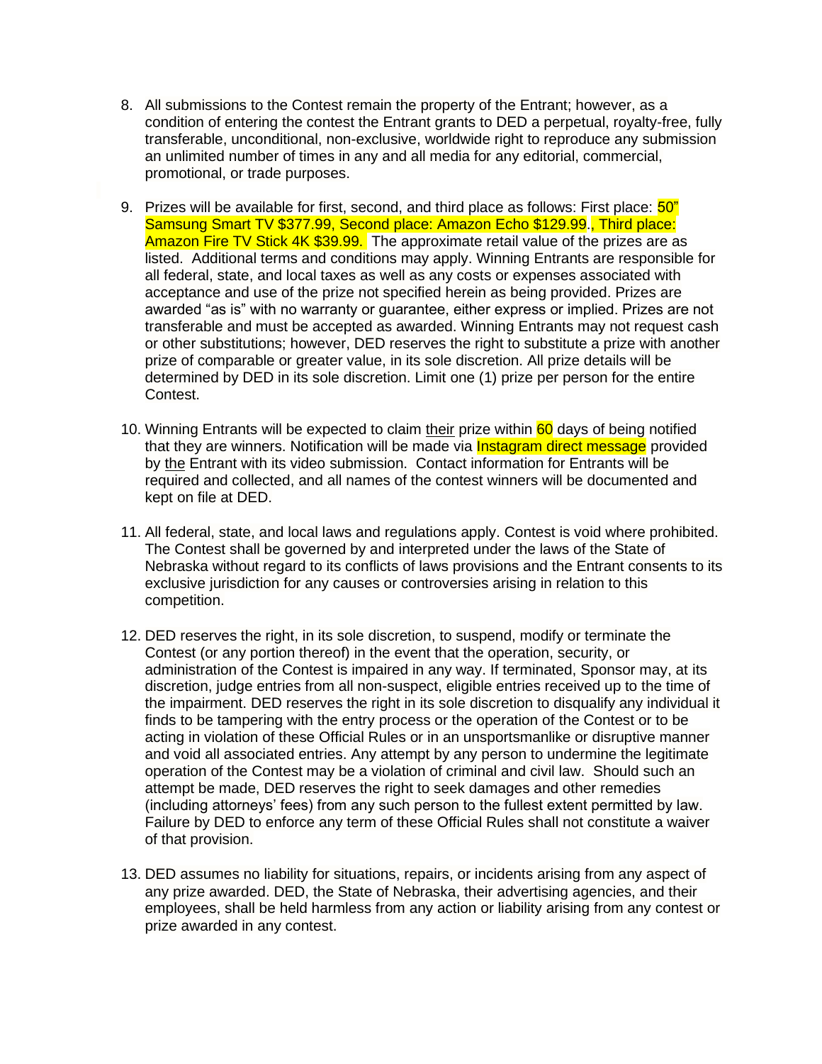8. All submissions to the Contest remain the property of the Entrant; however, as a condition of entering the contest the Entrant grants to DED a perpetual, royalty-free, fully transferable, unconditional, non-exclusive, worldwide right to reproduce any submission an unlimited number of times in any and all media for any editorial, commercial, promotional, or trade purposes.

9. Prizes will be available for first, second, and third place as follows: First place: 50" Samsung Smart TV $377.99, Second place: Amazon Echo $129.99., Third place: Amazon Fire TV Stick 4K $39.99. The approximate retail value of the prizes are as listed. Additional terms and conditions may apply. Winning Entrants are responsible for all federal, state, and local taxes as well as any costs or expenses associated with acceptance and use of the prize not specified herein as being provided. Prizes are awarded "as is" with no warranty or guarantee, either express or implied. Prizes are not transferable and must be accepted as awarded. Winning Entrants may not request cash or other substitutions; however, DED reserves the right to substitute a prize with another prize of comparable or greater value, in its sole discretion. All prize details will be determined by DED in its sole discretion. Limit one (1) prize per person for the entire Contest.

10. Winning Entrants will be expected to claim their prize within 60 days of being notified that they are winners. Notification will be made via Instagram direct message provided by the Entrant with its video submission. Contact information for Entrants will be required and collected, and all names of the contest winners will be documented and kept on file at DED.

11. All federal, state, and local laws and regulations apply. Contest is void where prohibited. The Contest shall be governed by and interpreted under the laws of the State of Nebraska without regard to its conflicts of laws provisions and the Entrant consents to its exclusive jurisdiction for any causes or controversies arising in relation to this competition.

12. DED reserves the right, in its sole discretion, to suspend, modify or terminate the Contest (or any portion thereof) in the event that the operation, security, or administration of the Contest is impaired in any way. If terminated, Sponsor may, at its discretion, judge entries from all non-suspect, eligible entries received up to the time of the impairment. DED reserves the right in its sole discretion to disqualify any individual it finds to be tampering with the entry process or the operation of the Contest or to be acting in violation of these Official Rules or in an unsportsmanlike or disruptive manner and void all associated entries. Any attempt by any person to undermine the legitimate operation of the Contest may be a violation of criminal and civil law. Should such an attempt be made, DED reserves the right to seek damages and other remedies (including attorneys' fees) from any such person to the fullest extent permitted by law. Failure by DED to enforce any term of these Official Rules shall not constitute a waiver of that provision.

13. DED assumes no liability for situations, repairs, or incidents arising from any aspect of any prize awarded. DED, the State of Nebraska, their advertising agencies, and their employees, shall be held harmless from any action or liability arising from any contest or prize awarded in any contest.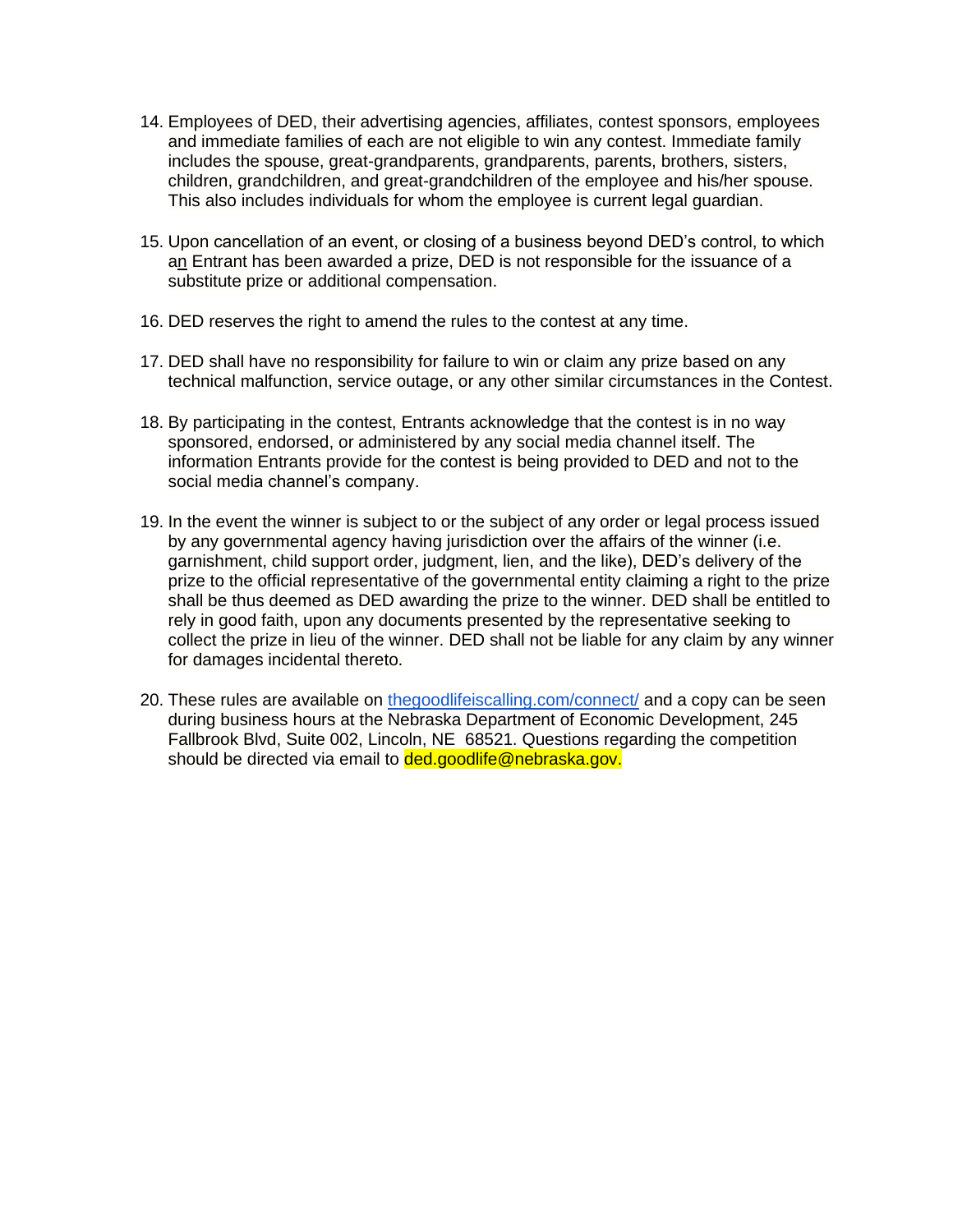14. Employees of DED, their advertising agencies, affiliates, contest sponsors, employees and immediate families of each are not eligible to win any contest. Immediate family includes the spouse, great-grandparents, grandparents, parents, brothers, sisters, children, grandchildren, and great-grandchildren of the employee and his/her spouse. This also includes individuals for whom the employee is current legal guardian.

15. Upon cancellation of an event, or closing of a business beyond DED's control, to which an Entrant has been awarded a prize, DED is not responsible for the issuance of a substitute prize or additional compensation.

16. DED reserves the right to amend the rules to the contest at any time.

17. DED shall have no responsibility for failure to win or claim any prize based on any technical malfunction, service outage, or any other similar circumstances in the Contest.

18. By participating in the contest, Entrants acknowledge that the contest is in no way sponsored, endorsed, or administered by any social media channel itself. The information Entrants provide for the contest is being provided to DED and not to the social media channel's company.

19. In the event the winner is subject to or the subject of any order or legal process issued by any governmental agency having jurisdiction over the affairs of the winner (i.e. garnishment, child support order, judgment, lien, and the like), DED's delivery of the prize to the official representative of the governmental entity claiming a right to the prize shall be thus deemed as DED awarding the prize to the winner. DED shall be entitled to rely in good faith, upon any documents presented by the representative seeking to collect the prize in lieu of the winner. DED shall not be liable for any claim by any winner for damages incidental thereto.

20. These rules are available on [thegoodlifeiscalling.com/connect/](thegoodlifeiscalling.com/connect/) and a copy can be seen during business hours at the Nebraska Department of Economic Development, 245 Fallbrook Blvd, Suite 002, Lincoln, NE 68521. Questions regarding the competition should be directed via email to ded.goodlife@nebraska.gov.